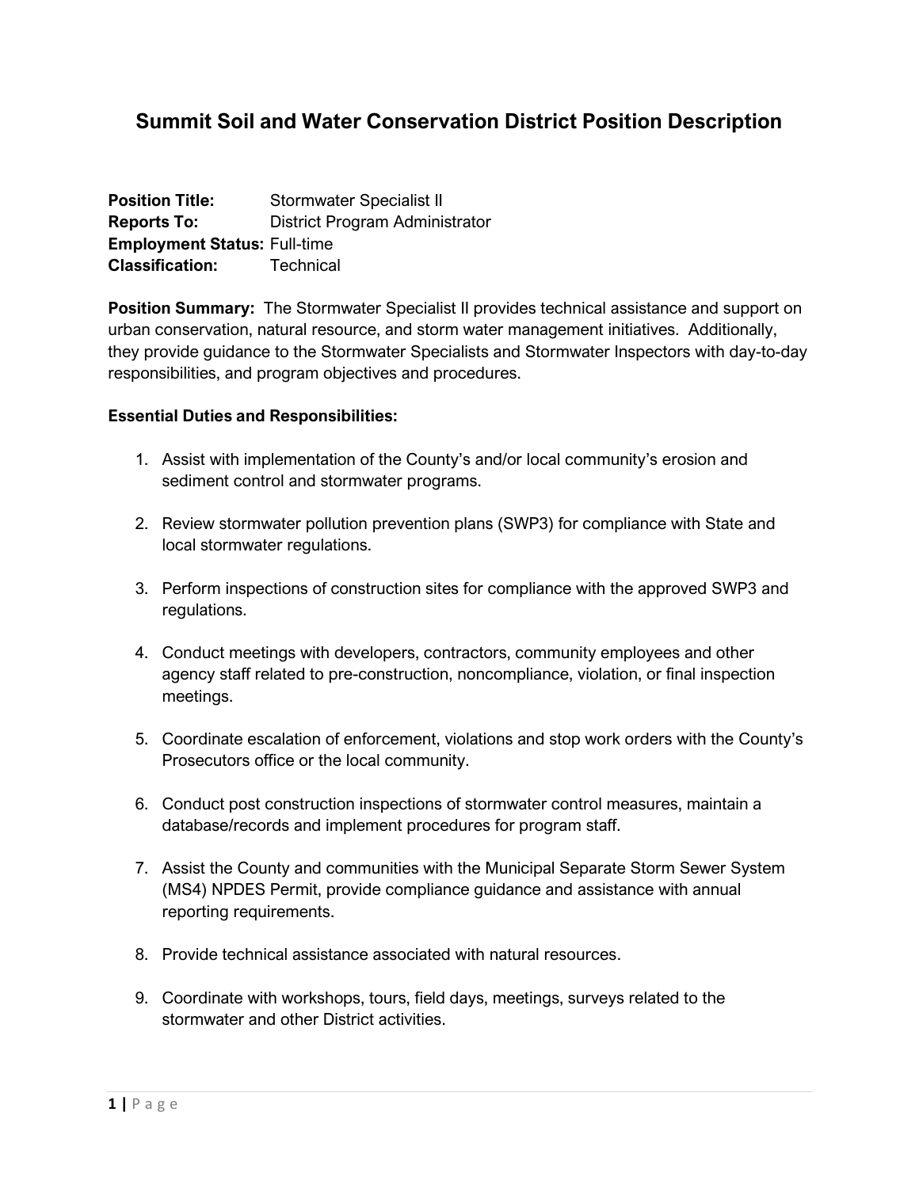# Summit Soil and Water Conservation District Position Description

**Position Title:** Stormwater Specialist II
**Reports To:** District Program Administrator
**Employment Status:** Full-time
**Classification:** Technical

**Position Summary:** The Stormwater Specialist II provides technical assistance and support on urban conservation, natural resource, and storm water management initiatives. Additionally, they provide guidance to the Stormwater Specialists and Stormwater Inspectors with day-to-day responsibilities, and program objectives and procedures.

**Essential Duties and Responsibilities:**

1. Assist with implementation of the County's and/or local community's erosion and sediment control and stormwater programs.

2. Review stormwater pollution prevention plans (SWP3) for compliance with State and local stormwater regulations.

3. Perform inspections of construction sites for compliance with the approved SWP3 and regulations.

4. Conduct meetings with developers, contractors, community employees and other agency staff related to pre-construction, noncompliance, violation, or final inspection meetings.

5. Coordinate escalation of enforcement, violations and stop work orders with the County's Prosecutors office or the local community.

6. Conduct post construction inspections of stormwater control measures, maintain a database/records and implement procedures for program staff.

7. Assist the County and communities with the Municipal Separate Storm Sewer System (MS4) NPDES Permit, provide compliance guidance and assistance with annual reporting requirements.

8. Provide technical assistance associated with natural resources.

9. Coordinate with workshops, tours, field days, meetings, surveys related to the stormwater and other District activities.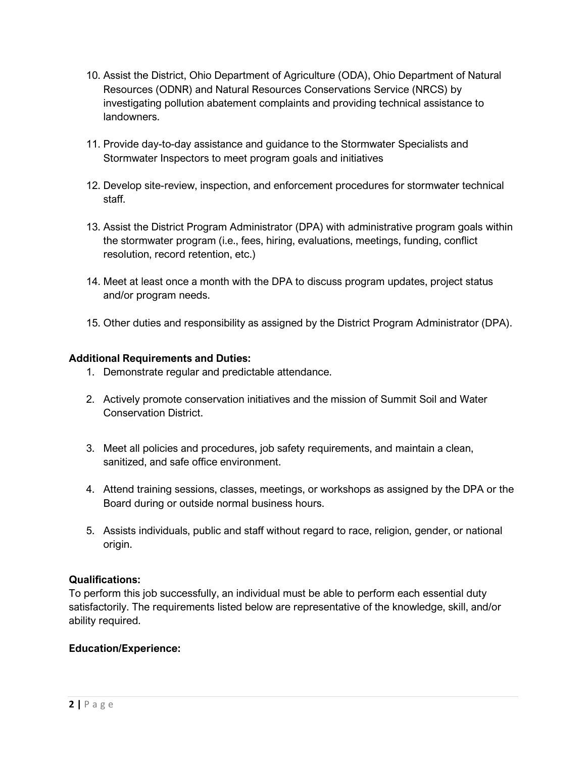10. Assist the District, Ohio Department of Agriculture (ODA), Ohio Department of Natural Resources (ODNR) and Natural Resources Conservations Service (NRCS) by investigating pollution abatement complaints and providing technical assistance to landowners.

11. Provide day-to-day assistance and guidance to the Stormwater Specialists and Stormwater Inspectors to meet program goals and initiatives

12. Develop site-review, inspection, and enforcement procedures for stormwater technical staff.

13. Assist the District Program Administrator (DPA) with administrative program goals within the stormwater program (i.e., fees, hiring, evaluations, meetings, funding, conflict resolution, record retention, etc.)

14. Meet at least once a month with the DPA to discuss program updates, project status and/or program needs.

15. Other duties and responsibility as assigned by the District Program Administrator (DPA).

**Additional Requirements and Duties:**

1. Demonstrate regular and predictable attendance.

2. Actively promote conservation initiatives and the mission of Summit Soil and Water Conservation District.

3. Meet all policies and procedures, job safety requirements, and maintain a clean, sanitized, and safe office environment.

4. Attend training sessions, classes, meetings, or workshops as assigned by the DPA or the Board during or outside normal business hours.

5. Assists individuals, public and staff without regard to race, religion, gender, or national origin.

**Qualifications:**

To perform this job successfully, an individual must be able to perform each essential duty satisfactorily. The requirements listed below are representative of the knowledge, skill, and/or ability required.

**Education/Experience:**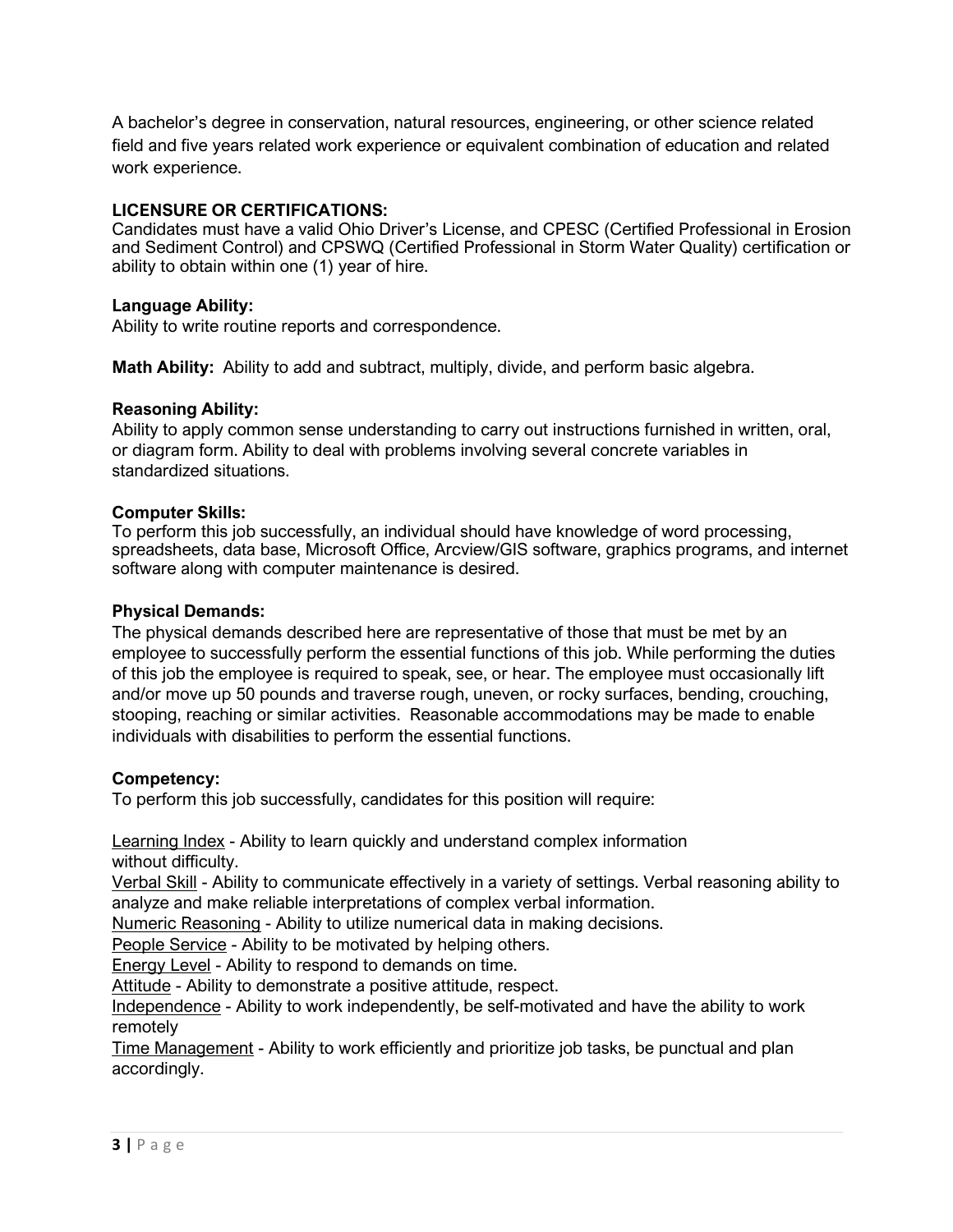A bachelor's degree in conservation, natural resources, engineering, or other science related field and five years related work experience or equivalent combination of education and related work experience.

**LICENSURE OR CERTIFICATIONS:**
Candidates must have a valid Ohio Driver's License, and CPESC (Certified Professional in Erosion and Sediment Control) and CPSWQ (Certified Professional in Storm Water Quality) certification or ability to obtain within one (1) year of hire.

**Language Ability:**
Ability to write routine reports and correspondence.

**Math Ability:** Ability to add and subtract, multiply, divide, and perform basic algebra.

**Reasoning Ability:**
Ability to apply common sense understanding to carry out instructions furnished in written, oral, or diagram form. Ability to deal with problems involving several concrete variables in standardized situations.

**Computer Skills:**
To perform this job successfully, an individual should have knowledge of word processing, spreadsheets, data base, Microsoft Office, Arcview/GIS software, graphics programs, and internet software along with computer maintenance is desired.

**Physical Demands:**
The physical demands described here are representative of those that must be met by an employee to successfully perform the essential functions of this job. While performing the duties of this job the employee is required to speak, see, or hear. The employee must occasionally lift and/or move up 50 pounds and traverse rough, uneven, or rocky surfaces, bending, crouching, stooping, reaching or similar activities. Reasonable accommodations may be made to enable individuals with disabilities to perform the essential functions.

**Competency:**
To perform this job successfully, candidates for this position will require:

Learning Index - Ability to learn quickly and understand complex information without difficulty.
Verbal Skill - Ability to communicate effectively in a variety of settings. Verbal reasoning ability to analyze and make reliable interpretations of complex verbal information.
Numeric Reasoning - Ability to utilize numerical data in making decisions.
People Service - Ability to be motivated by helping others.
Energy Level - Ability to respond to demands on time.
Attitude - Ability to demonstrate a positive attitude, respect.
Independence - Ability to work independently, be self-motivated and have the ability to work remotely
Time Management - Ability to work efficiently and prioritize job tasks, be punctual and plan accordingly.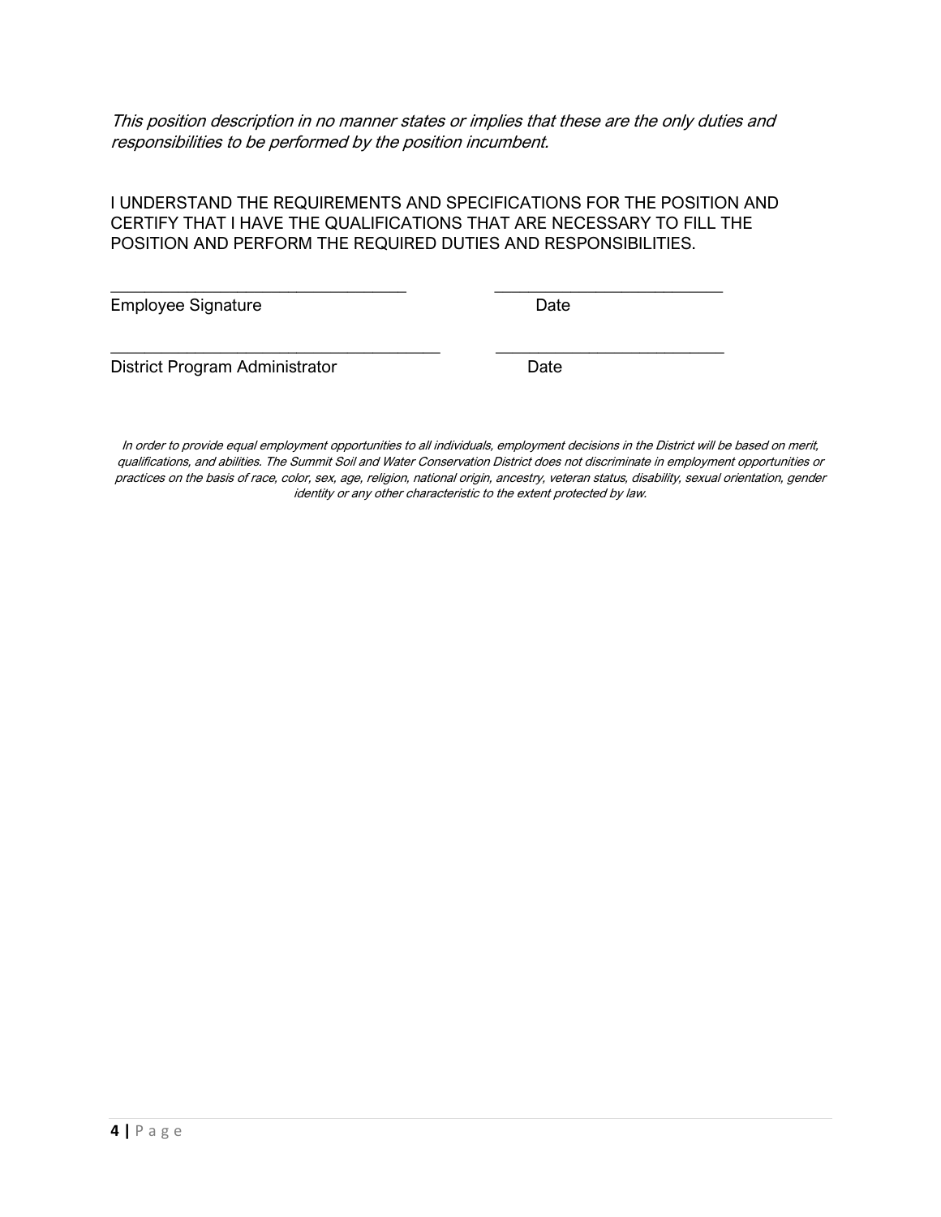*This position description in no manner states or implies that these are the only duties and responsibilities to be performed by the position incumbent.*

I UNDERSTAND THE REQUIREMENTS AND SPECIFICATIONS FOR THE POSITION AND CERTIFY THAT I HAVE THE QUALIFICATIONS THAT ARE NECESSARY TO FILL THE POSITION AND PERFORM THE REQUIRED DUTIES AND RESPONSIBILITIES.

| | |
|---|---|
| ________________________________ | ________________________ |
| Employee Signature | Date |
| ____________________________________ | ________________________ |
| District Program Administrator | Date |

*In order to provide equal employment opportunities to all individuals, employment decisions in the District will be based on merit, qualifications, and abilities. The Summit Soil and Water Conservation District does not discriminate in employment opportunities or practices on the basis of race, color, sex, age, religion, national origin, ancestry, veteran status, disability, sexual orientation, gender identity or any other characteristic to the extent protected by law.*